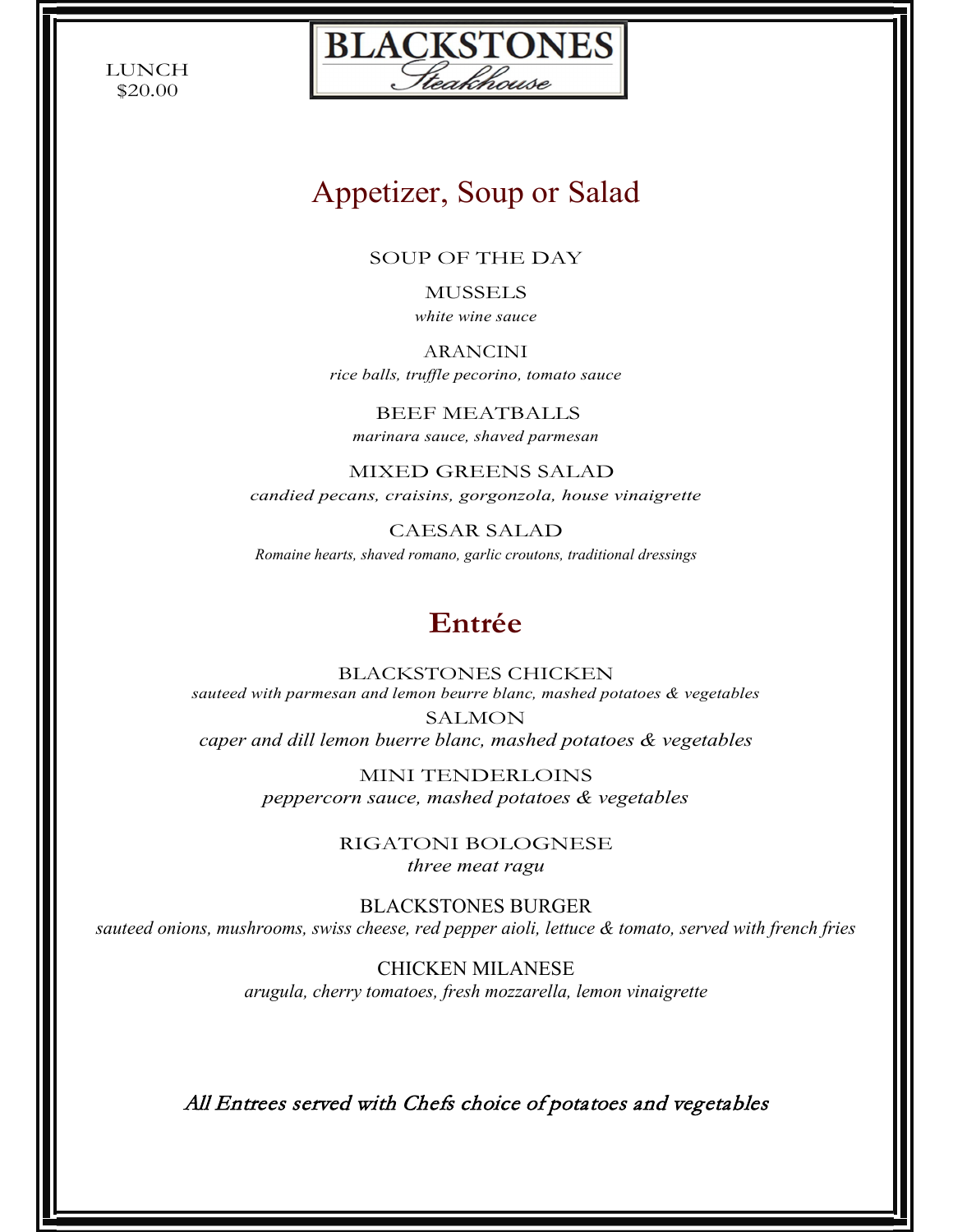LUNCH
$20.00

# BLACKSTONES
*Steakhouse*

## Appetizer, Soup or Salad

SOUP OF THE DAY

MUSSELS
*white wine sauce*

ARANCINI
*rice balls, truffle pecorino, tomato sauce*

BEEF MEATBALLS
*marinara sauce, shaved parmesan*

MIXED GREENS SALAD
*candied pecans, craisins, gorgonzola, house vinaigrette*

CAESAR SALAD
*Romaine hearts, shaved romano, garlic croutons, traditional dressings*

## **Entrée**

BLACKSTONES CHICKEN
*sauteed with parmesan and lemon beurre blanc, mashed potatoes & vegetables*

SALMON
*caper and dill lemon buerre blanc, mashed potatoes & vegetables*

MINI TENDERLOINS
*peppercorn sauce, mashed potatoes & vegetables*

RIGATONI BOLOGNESE
*three meat ragu*

BLACKSTONES BURGER
*sauteed onions, mushrooms, swiss cheese, red pepper aioli, lettuce & tomato, served with french fries*

CHICKEN MILANESE
*arugula, cherry tomatoes, fresh mozzarella, lemon vinaigrette*

*All Entrees served with Chefs choice of potatoes and vegetables*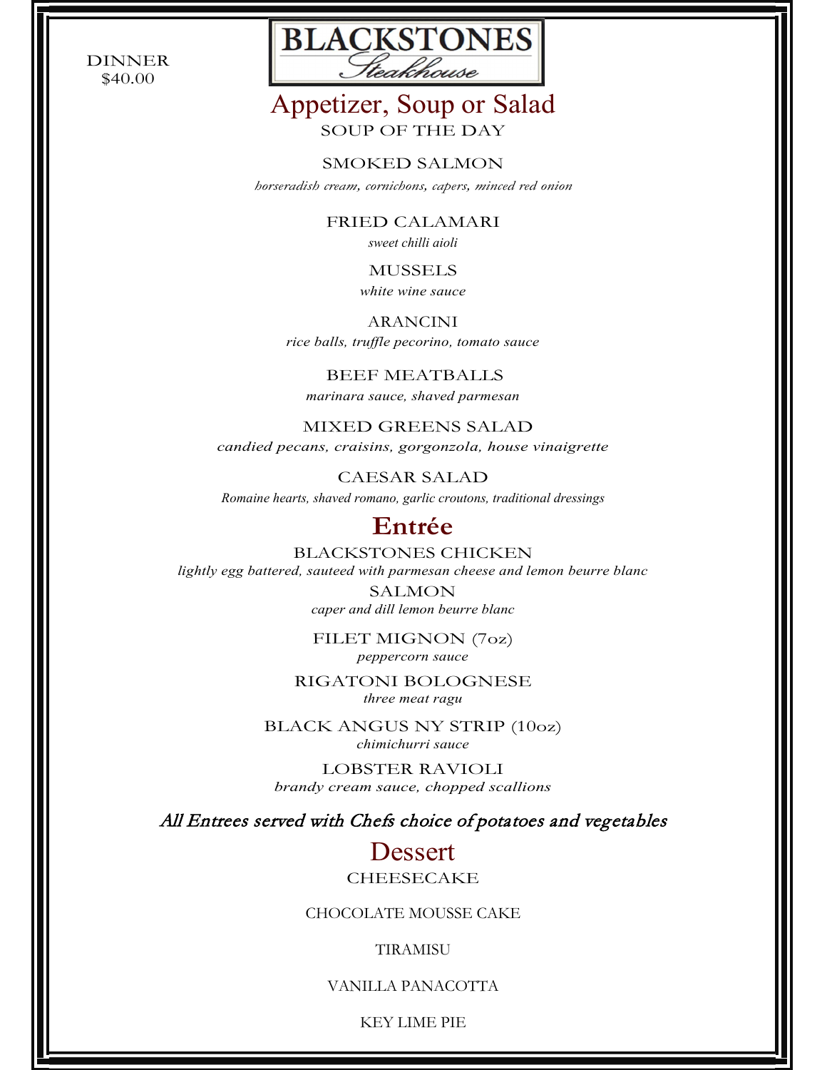DINNER
$40.00

# BLACKSTONES
*Steakhouse*

## Appetizer, Soup or Salad

SOUP OF THE DAY

SMOKED SALMON
*horseradish cream, cornichons, capers, minced red onion*

FRIED CALAMARI
*sweet chilli aioli*

MUSSELS
*white wine sauce*

ARANCINI
*rice balls, truffle pecorino, tomato sauce*

BEEF MEATBALLS
*marinara sauce, shaved parmesan*

MIXED GREENS SALAD
*candied pecans, craisins, gorgonzola, house vinaigrette*

CAESAR SALAD
*Romaine hearts, shaved romano, garlic croutons, traditional dressings*

## Entrée

BLACKSTONES CHICKEN
*lightly egg battered, sauteed with parmesan cheese and lemon beurre blanc*

SALMON
*caper and dill lemon beurre blanc*

FILET MIGNON (7oz)
*peppercorn sauce*

RIGATONI BOLOGNESE
*three meat ragu*

BLACK ANGUS NY STRIP (10oz)
*chimichurri sauce*

LOBSTER RAVIOLI
*brandy cream sauce, chopped scallions*

*All Entrees served with Chefs choice of potatoes and vegetables*

## Dessert

CHEESECAKE

CHOCOLATE MOUSSE CAKE

TIRAMISU

VANILLA PANACOTTA

KEY LIME PIE